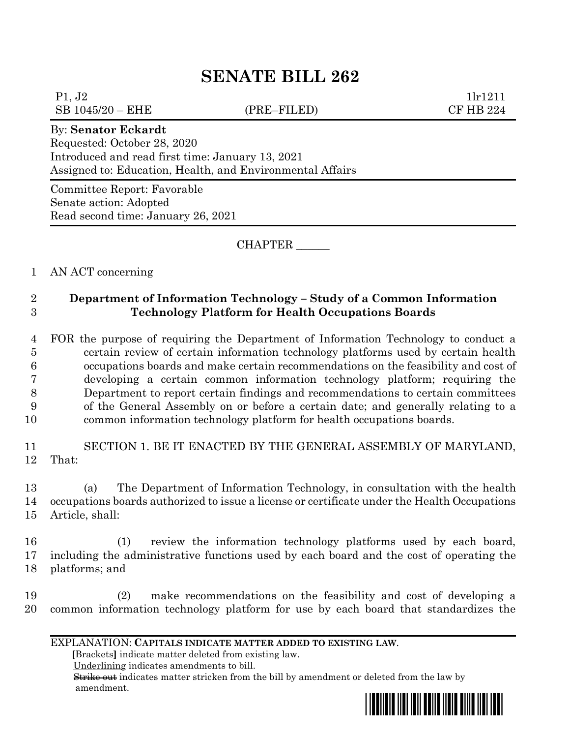# SENATE BILL 262

P1, J2 &nbsp;&nbsp;&nbsp;&nbsp;&nbsp;&nbsp;&nbsp;&nbsp;&nbsp;&nbsp;&nbsp;&nbsp;&nbsp;&nbsp;&nbsp;&nbsp;&nbsp;&nbsp;&nbsp;&nbsp;&nbsp;&nbsp;&nbsp;&nbsp;&nbsp;&nbsp;&nbsp;&nbsp;&nbsp;&nbsp;&nbsp;&nbsp;&nbsp;&nbsp;&nbsp;&nbsp;&nbsp;&nbsp;&nbsp;&nbsp; 1lr1211
SB 1045/20 – EHE &nbsp;&nbsp;&nbsp;&nbsp;&nbsp;&nbsp;&nbsp;&nbsp;&nbsp;&nbsp; (PRE–FILED) &nbsp;&nbsp;&nbsp;&nbsp;&nbsp;&nbsp;&nbsp;&nbsp;&nbsp;&nbsp; CF HB 224

By: **Senator Eckardt**
Requested: October 28, 2020
Introduced and read first time: January 13, 2021
Assigned to: Education, Health, and Environmental Affairs

Committee Report: Favorable
Senate action: Adopted
Read second time: January 26, 2021

CHAPTER ______

1 AN ACT concerning

2 **Department of Information Technology – Study of a Common Information**
3 **Technology Platform for Health Occupations Boards**

4 FOR the purpose of requiring the Department of Information Technology to conduct a
5 certain review of certain information technology platforms used by certain health
6 occupations boards and make certain recommendations on the feasibility and cost of
7 developing a certain common information technology platform; requiring the
8 Department to report certain findings and recommendations to certain committees
9 of the General Assembly on or before a certain date; and generally relating to a
10 common information technology platform for health occupations boards.

11 SECTION 1. BE IT ENACTED BY THE GENERAL ASSEMBLY OF MARYLAND,
12 That:

13 (a) The Department of Information Technology, in consultation with the health
14 occupations boards authorized to issue a license or certificate under the Health Occupations
15 Article, shall:

16 (1) review the information technology platforms used by each board,
17 including the administrative functions used by each board and the cost of operating the
18 platforms; and

19 (2) make recommendations on the feasibility and cost of developing a
20 common information technology platform for use by each board that standardizes the

EXPLANATION: **CAPITALS INDICATE MATTER ADDED TO EXISTING LAW.**
**[**Brackets**]** indicate matter deleted from existing law.
Underlining indicates amendments to bill.
~~Strike out~~ indicates matter stricken from the bill by amendment or deleted from the law by amendment.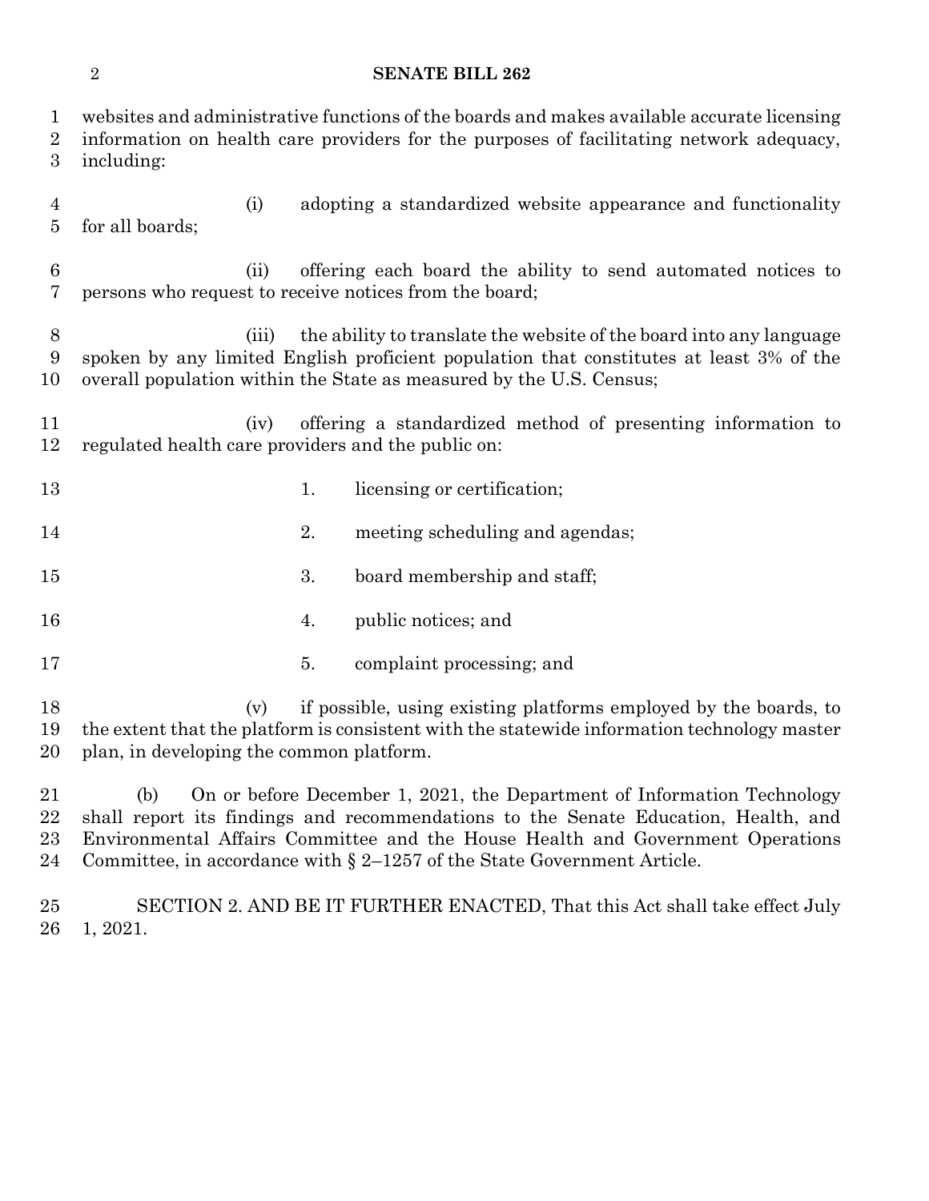websites and administrative functions of the boards and makes available accurate licensing information on health care providers for the purposes of facilitating network adequacy, including:

(i) adopting a standardized website appearance and functionality for all boards;

(ii) offering each board the ability to send automated notices to persons who request to receive notices from the board;

(iii) the ability to translate the website of the board into any language spoken by any limited English proficient population that constitutes at least 3% of the overall population within the State as measured by the U.S. Census;

(iv) offering a standardized method of presenting information to regulated health care providers and the public on:

1. licensing or certification;

2. meeting scheduling and agendas;

3. board membership and staff;

4. public notices; and

5. complaint processing; and

(v) if possible, using existing platforms employed by the boards, to the extent that the platform is consistent with the statewide information technology master plan, in developing the common platform.

(b) On or before December 1, 2021, the Department of Information Technology shall report its findings and recommendations to the Senate Education, Health, and Environmental Affairs Committee and the House Health and Government Operations Committee, in accordance with § 2–1257 of the State Government Article.

SECTION 2. AND BE IT FURTHER ENACTED, That this Act shall take effect July 1, 2021.